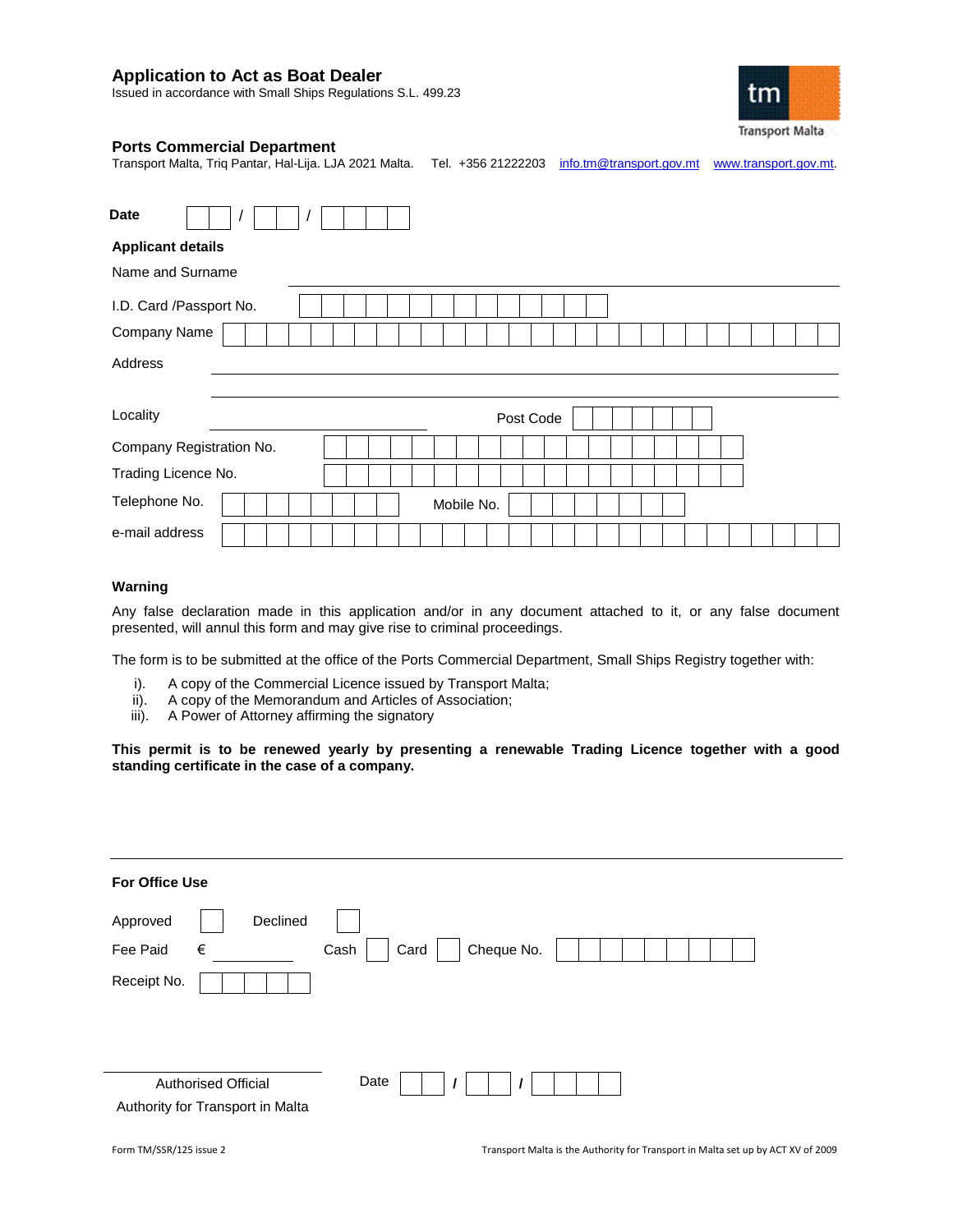# Application to Act as Boat Dealer

Issued in accordance with Small Ships Regulations S.L. 499.23

Transport Malta

## Ports Commercial Department

Transport Malta, Triq Pantar, Hal-Lija. LJA 2021 Malta. Tel. +356 21222203 info.tm@transport.gov.mt www.transport.gov.mt.

**Date** ___ / ___ / ______

**Applicant details**

Name and Surname ______________________________

I.D. Card /Passport No. ______________________________

Company Name ______________________________

Address ______________________________

______________________________

Locality ______________________________ Post Code ______________________________

Company Registration No. ______________________________

Trading Licence No. ______________________________

Telephone No. ______________________________ Mobile No. ______________________________

e-mail address ______________________________

**Warning**

Any false declaration made in this application and/or in any document attached to it, or any false document presented, will annul this form and may give rise to criminal proceedings.

The form is to be submitted at the office of the Ports Commercial Department, Small Ships Registry together with:

i). A copy of the Commercial Licence issued by Transport Malta;
ii). A copy of the Memorandum and Articles of Association;
iii). A Power of Attorney affirming the signatory

**This permit is to be renewed yearly by presenting a renewable Trading Licence together with a good standing certificate in the case of a company.**

---

**For Office Use**

Approved ☐ Declined ☐

Fee Paid € __________ Cash ☐ Card ☐ Cheque No. ______________________________

Receipt No. ______________________________

______________________________
Authorised Official
Authority for Transport in Malta

Date ___ / ___ / ______

Form TM/SSR/125 issue 2

Transport Malta is the Authority for Transport in Malta set up by ACT XV of 2009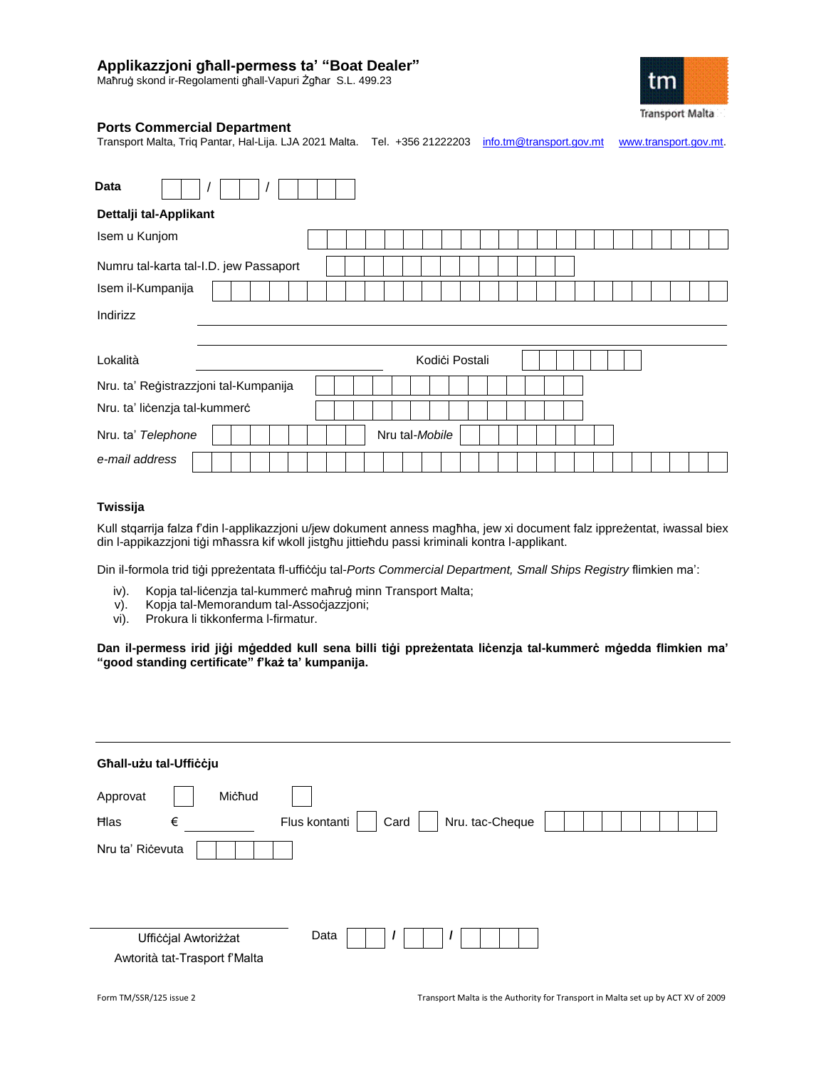# Applikazzjoni għall-permess ta' "Boat Dealer"

Maħruġ skond ir-Regolamenti għall-Vapuri Żgħar S.L. 499.23

## Ports Commercial Department

Transport Malta, Triq Pantar, Hal-Lija. LJA 2021 Malta. Tel. +356 21222203 info.tm@transport.gov.mt www.transport.gov.mt.

**Data** ___ / ___ / _____

**Dettalji tal-Applikant**

Isem u Kunjom

Numru tal-karta tal-I.D. jew Passaport

Isem il-Kumpanija

Indirizz

Lokalità ______________ Kodiċi Postali

Nru. ta' Reġistrazzjoni tal-Kumpanija

Nru. ta' liċenzja tal-kummerċ

Nru. ta' *Telephone* ______ Nru tal-*Mobile*

*e-mail address*

**Twissija**

Kull stqarrija falza f'din l-applikazzjoni u/jew dokument anness magħha, jew xi document falz ippreżentat, iwassal biex din l-appikazzjoni tiġi mħassra kif wkoll jistgħu jittieħdu passi kriminali kontra l-applikant.

Din il-formola trid tiġi ppreżentata fl-uffiċċju tal-*Ports Commercial Department, Small Ships Registry* flimkien ma':

iv). Kopja tal-liċenzja tal-kummerċ maħruġ minn Transport Malta;
v). Kopja tal-Memorandum tal-Assoċjazzjoni;
vi). Prokura li tikkonferma l-firmatur.

**Dan il-permess irid jiġi mġedded kull sena billi tiġi ppreżentata liċenzja tal-kummerċ mġedda flimkien ma' "good standing certificate" f'każ ta' kumpanija.**

---

**Għall-użu tal-Uffiċċju**

Approvat ☐ Miċħud ☐

Ħlas € ______ Flus kontanti ☐ Card ☐ Nru. tac-Cheque

Nru ta' Riċevuta

______________________

Uffiċċjal Awtorizzat

Awtorità tat-Trasport f'Malta

Data ___ / ___ / _____

Form TM/SSR/125 issue 2

Transport Malta is the Authority for Transport in Malta set up by ACT XV of 2009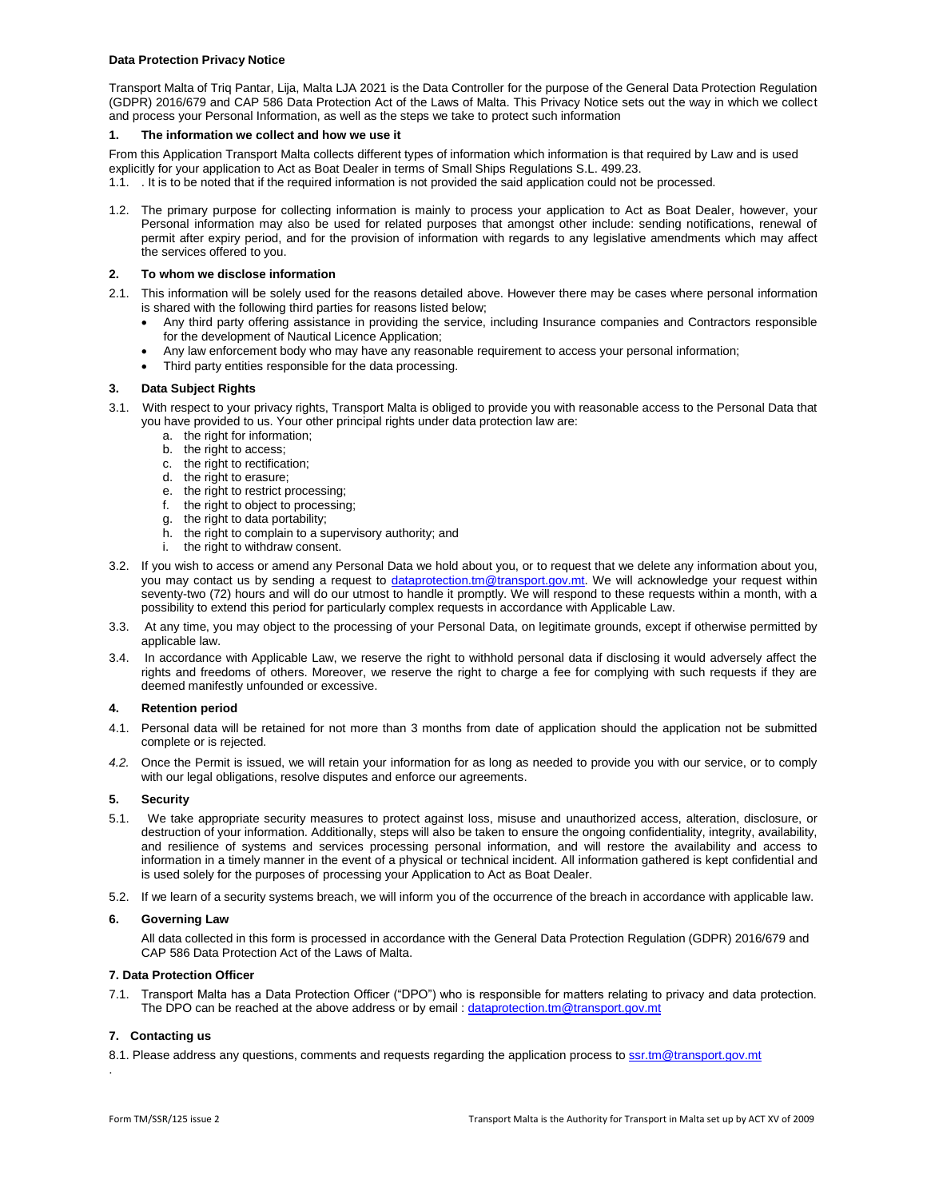**Data Protection Privacy Notice**

Transport Malta of Triq Pantar, Lija, Malta LJA 2021 is the Data Controller for the purpose of the General Data Protection Regulation (GDPR) 2016/679 and CAP 586 Data Protection Act of the Laws of Malta. This Privacy Notice sets out the way in which we collect and process your Personal Information, as well as the steps we take to protect such information

**1. The information we collect and how we use it**

From this Application Transport Malta collects different types of information which information is that required by Law and is used explicitly for your application to Act as Boat Dealer in terms of Small Ships Regulations S.L. 499.23.

1.1. . It is to be noted that if the required information is not provided the said application could not be processed.

1.2. The primary purpose for collecting information is mainly to process your application to Act as Boat Dealer, however, your Personal information may also be used for related purposes that amongst other include: sending notifications, renewal of permit after expiry period, and for the provision of information with regards to any legislative amendments which may affect the services offered to you.

**2. To whom we disclose information**

2.1. This information will be solely used for the reasons detailed above. However there may be cases where personal information is shared with the following third parties for reasons listed below;

- Any third party offering assistance in providing the service, including Insurance companies and Contractors responsible for the development of Nautical Licence Application;
- Any law enforcement body who may have any reasonable requirement to access your personal information;
- Third party entities responsible for the data processing.

**3. Data Subject Rights**

3.1. With respect to your privacy rights, Transport Malta is obliged to provide you with reasonable access to the Personal Data that you have provided to us. Your other principal rights under data protection law are:

a. the right for information;
b. the right to access;
c. the right to rectification;
d. the right to erasure;
e. the right to restrict processing;
f. the right to object to processing;
g. the right to data portability;
h. the right to complain to a supervisory authority; and
i. the right to withdraw consent.

3.2. If you wish to access or amend any Personal Data we hold about you, or to request that we delete any information about you, you may contact us by sending a request to dataprotection.tm@transport.gov.mt. We will acknowledge your request within seventy-two (72) hours and will do our utmost to handle it promptly. We will respond to these requests within a month, with a possibility to extend this period for particularly complex requests in accordance with Applicable Law.

3.3. At any time, you may object to the processing of your Personal Data, on legitimate grounds, except if otherwise permitted by applicable law.

3.4. In accordance with Applicable Law, we reserve the right to withhold personal data if disclosing it would adversely affect the rights and freedoms of others. Moreover, we reserve the right to charge a fee for complying with such requests if they are deemed manifestly unfounded or excessive.

**4. Retention period**

4.1. Personal data will be retained for not more than 3 months from date of application should the application not be submitted complete or is rejected.

*4.2.* Once the Permit is issued, we will retain your information for as long as needed to provide you with our service, or to comply with our legal obligations, resolve disputes and enforce our agreements.

**5. Security**

5.1. We take appropriate security measures to protect against loss, misuse and unauthorized access, alteration, disclosure, or destruction of your information. Additionally, steps will also be taken to ensure the ongoing confidentiality, integrity, availability, and resilience of systems and services processing personal information, and will restore the availability and access to information in a timely manner in the event of a physical or technical incident. All information gathered is kept confidential and is used solely for the purposes of processing your Application to Act as Boat Dealer.

5.2. If we learn of a security systems breach, we will inform you of the occurrence of the breach in accordance with applicable law.

**6. Governing Law**

All data collected in this form is processed in accordance with the General Data Protection Regulation (GDPR) 2016/679 and CAP 586 Data Protection Act of the Laws of Malta.

**7. Data Protection Officer**

7.1. Transport Malta has a Data Protection Officer ("DPO") who is responsible for matters relating to privacy and data protection. The DPO can be reached at the above address or by email : dataprotection.tm@transport.gov.mt

**7. Contacting us**

8.1. Please address any questions, comments and requests regarding the application process to ssr.tm@transport.gov.mt

.

Form TM/SSR/125 issue 2 — Transport Malta is the Authority for Transport in Malta set up by ACT XV of 2009